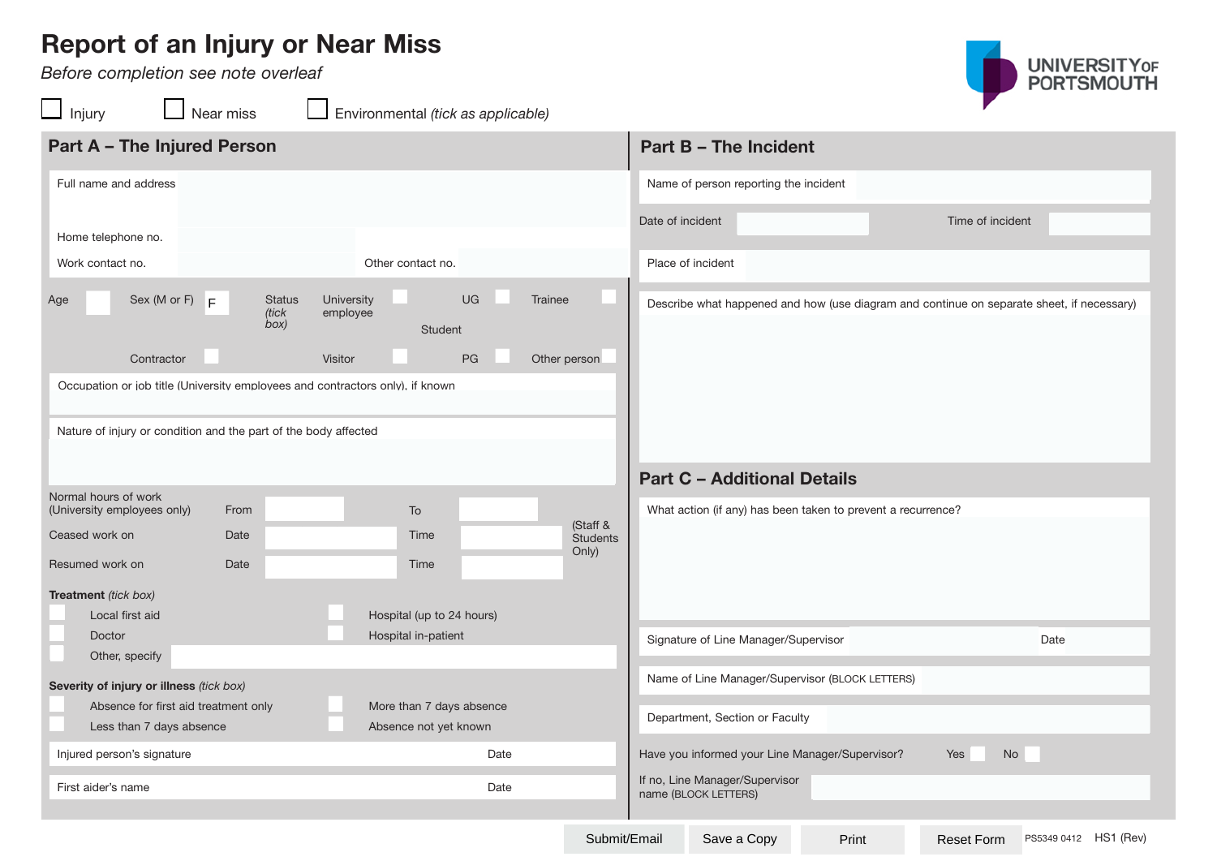# Report of an Injury or Near Miss

*Before completion see note overleaf*

UNIVERSITY OF PORTSMOUTH

☐ Injury ☐ Near miss ☐ Environmental *(tick as applicable)*

## Part A – The Injured Person

Full name and address

Home telephone no.

Work contact no. Other contact no.

Age Sex (M or F) F

Status *(tick box)*

| | | | |
|---|---|---|---|
| University employee ☐ | Student | UG ☐ | Trainee ☐ |
| Contractor ☐ | Visitor ☐ | PG ☐ | Other person ☐ |

Occupation or job title (University employees and contractors only), if known

Nature of injury or condition and the part of the body affected

| | | | | | |
|---|---|---|---|---|---|
| Normal hours of work (University employees only) | From | | To | | |
| Ceased work on | Date | | Time | | (Staff & Students Only) |
| Resumed work on | Date | | Time | | |

**Treatment** *(tick box)*

- ☐ Local first aid
- ☐ Doctor
- ☐ Other, specify
- ☐ Hospital (up to 24 hours)
- ☐ Hospital in-patient

**Severity of injury or illness** *(tick box)*

- ☐ Absence for first aid treatment only
- ☐ Less than 7 days absence
- ☐ More than 7 days absence
- ☐ Absence not yet known

Injured person's signature Date

First aider's name Date

## Part B – The Incident

Name of person reporting the incident

Date of incident Time of incident

Place of incident

Describe what happened and how (use diagram and continue on separate sheet, if necessary)

## Part C – Additional Details

What action (if any) has been taken to prevent a recurrence?

Signature of Line Manager/Supervisor Date

Name of Line Manager/Supervisor (BLOCK LETTERS)

Department, Section or Faculty

Have you informed your Line Manager/Supervisor? Yes ☐ No ☐

If no, Line Manager/Supervisor name (BLOCK LETTERS)

Submit/Email | Save a Copy | Print | Reset Form

PS5349 0412 HS1 (Rev)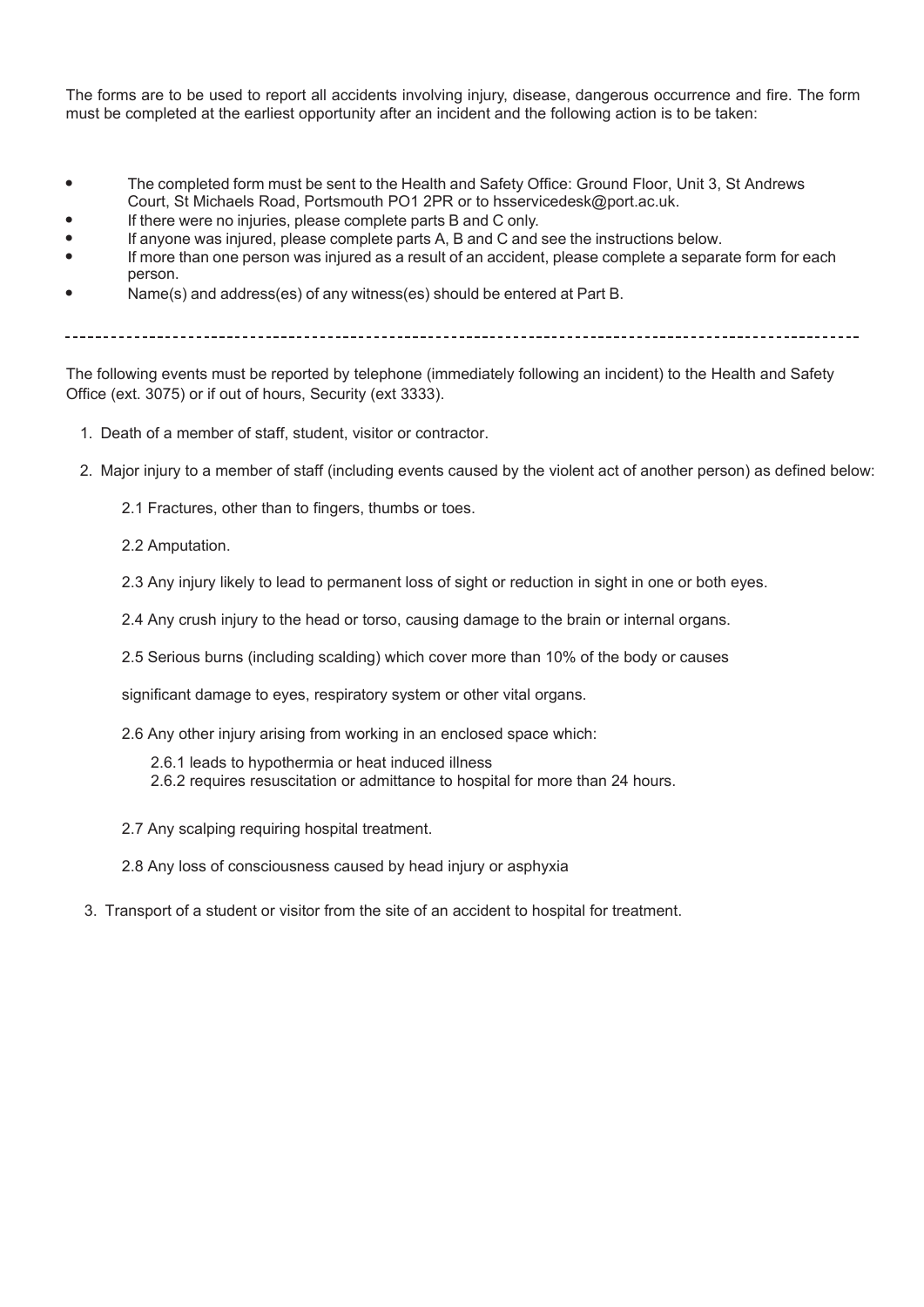The forms are to be used to report all accidents involving injury, disease, dangerous occurrence and fire. The form must be completed at the earliest opportunity after an incident and the following action is to be taken:

- The completed form must be sent to the Health and Safety Office: Ground Floor, Unit 3, St Andrews Court, St Michaels Road, Portsmouth PO1 2PR or to hsservicedesk@port.ac.uk.
- If there were no injuries, please complete parts B and C only.
- If anyone was injured, please complete parts A, B and C and see the instructions below.
- If more than one person was injured as a result of an accident, please complete a separate form for each person.
- Name(s) and address(es) of any witness(es) should be entered at Part B.

---

The following events must be reported by telephone (immediately following an incident) to the Health and Safety Office (ext. 3075) or if out of hours, Security (ext 3333).

1. Death of a member of staff, student, visitor or contractor.

2. Major injury to a member of staff (including events caused by the violent act of another person) as defined below:

   2.1 Fractures, other than to fingers, thumbs or toes.

   2.2 Amputation.

   2.3 Any injury likely to lead to permanent loss of sight or reduction in sight in one or both eyes.

   2.4 Any crush injury to the head or torso, causing damage to the brain or internal organs.

   2.5 Serious burns (including scalding) which cover more than 10% of the body or causes

   significant damage to eyes, respiratory system or other vital organs.

   2.6 Any other injury arising from working in an enclosed space which:

      2.6.1 leads to hypothermia or heat induced illness
      2.6.2 requires resuscitation or admittance to hospital for more than 24 hours.

   2.7 Any scalping requiring hospital treatment.

   2.8 Any loss of consciousness caused by head injury or asphyxia

3. Transport of a student or visitor from the site of an accident to hospital for treatment.